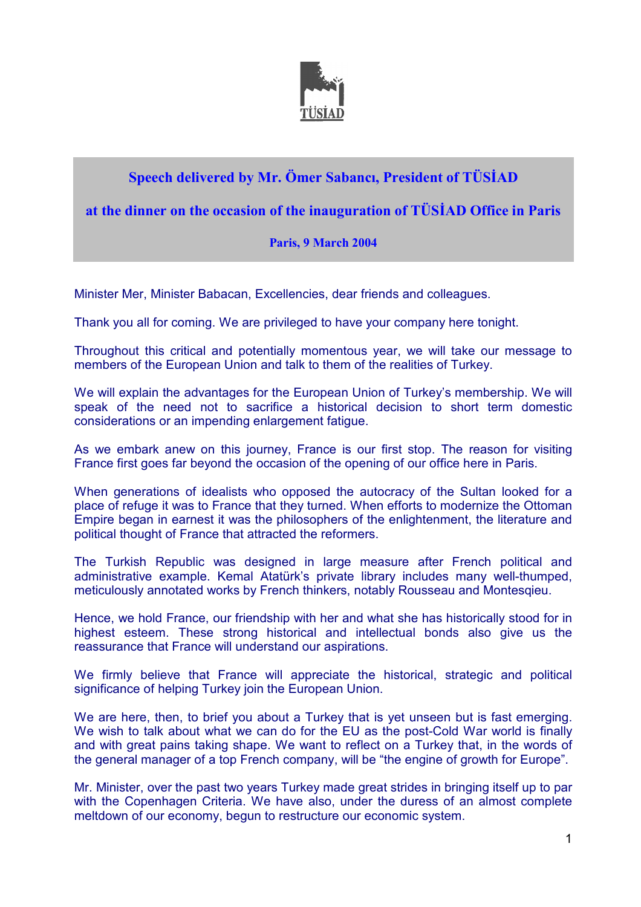TÜSİAD

## Speech delivered by Mr. Ömer Sabancı, President of TÜSİAD

## at the dinner on the occasion of the inauguration of TÜSİAD Office in Paris

**Paris, 9 March 2004**

Minister Mer, Minister Babacan, Excellencies, dear friends and colleagues.

Thank you all for coming. We are privileged to have your company here tonight.

Throughout this critical and potentially momentous year, we will take our message to members of the European Union and talk to them of the realities of Turkey.

We will explain the advantages for the European Union of Turkey's membership. We will speak of the need not to sacrifice a historical decision to short term domestic considerations or an impending enlargement fatigue.

As we embark anew on this journey, France is our first stop. The reason for visiting France first goes far beyond the occasion of the opening of our office here in Paris.

When generations of idealists who opposed the autocracy of the Sultan looked for a place of refuge it was to France that they turned. When efforts to modernize the Ottoman Empire began in earnest it was the philosophers of the enlightenment, the literature and political thought of France that attracted the reformers.

The Turkish Republic was designed in large measure after French political and administrative example. Kemal Atatürk's private library includes many well-thumped, meticulously annotated works by French thinkers, notably Rousseau and Montesqieu.

Hence, we hold France, our friendship with her and what she has historically stood for in highest esteem. These strong historical and intellectual bonds also give us the reassurance that France will understand our aspirations.

We firmly believe that France will appreciate the historical, strategic and political significance of helping Turkey join the European Union.

We are here, then, to brief you about a Turkey that is yet unseen but is fast emerging. We wish to talk about what we can do for the EU as the post-Cold War world is finally and with great pains taking shape. We want to reflect on a Turkey that, in the words of the general manager of a top French company, will be "the engine of growth for Europe".

Mr. Minister, over the past two years Turkey made great strides in bringing itself up to par with the Copenhagen Criteria. We have also, under the duress of an almost complete meltdown of our economy, begun to restructure our economic system.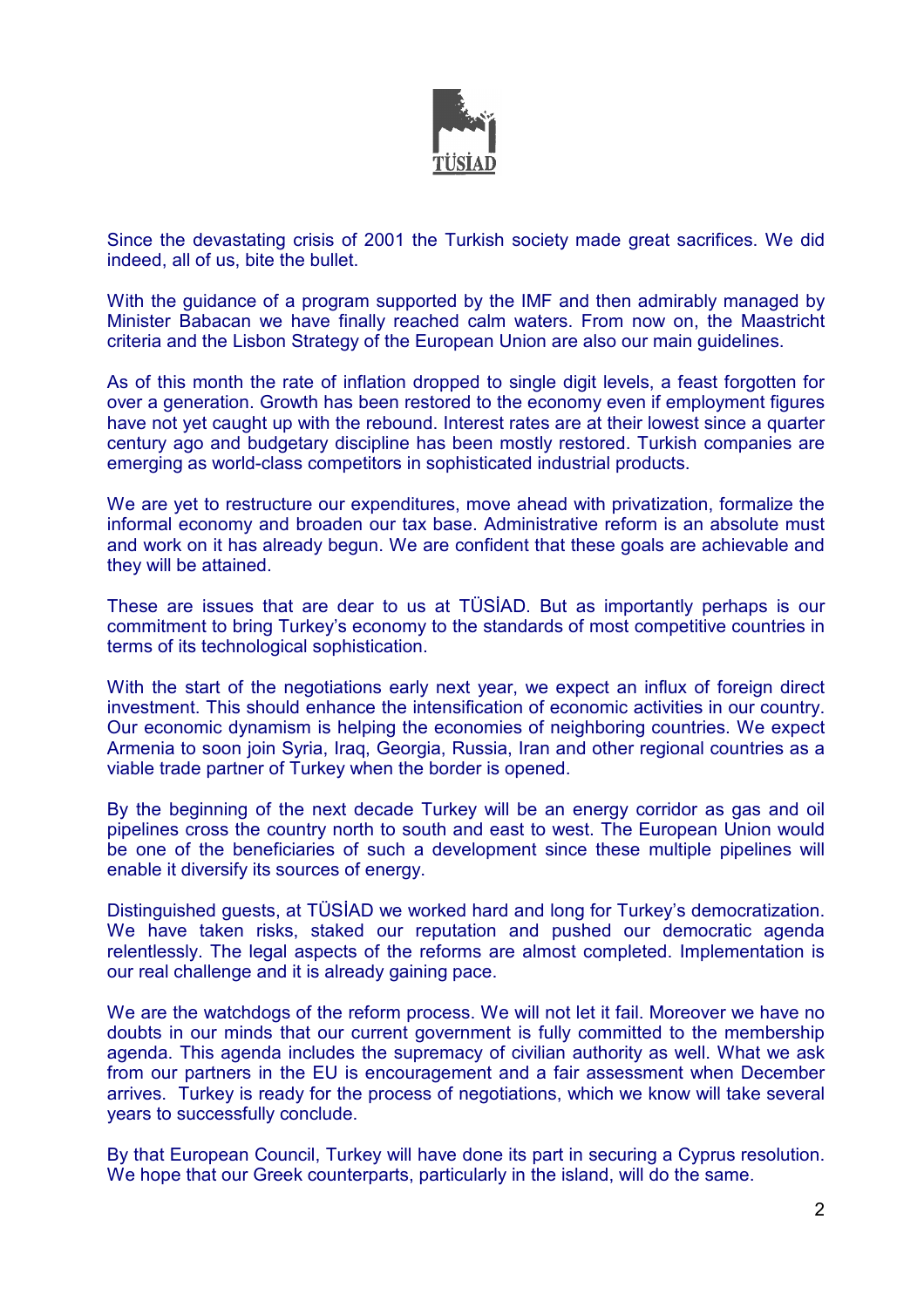Since the devastating crisis of 2001 the Turkish society made great sacrifices. We did indeed, all of us, bite the bullet.

With the guidance of a program supported by the IMF and then admirably managed by Minister Babacan we have finally reached calm waters. From now on, the Maastricht criteria and the Lisbon Strategy of the European Union are also our main guidelines.

As of this month the rate of inflation dropped to single digit levels, a feast forgotten for over a generation. Growth has been restored to the economy even if employment figures have not yet caught up with the rebound. Interest rates are at their lowest since a quarter century ago and budgetary discipline has been mostly restored. Turkish companies are emerging as world-class competitors in sophisticated industrial products.

We are yet to restructure our expenditures, move ahead with privatization, formalize the informal economy and broaden our tax base. Administrative reform is an absolute must and work on it has already begun. We are confident that these goals are achievable and they will be attained.

These are issues that are dear to us at TÜSİAD. But as importantly perhaps is our commitment to bring Turkey's economy to the standards of most competitive countries in terms of its technological sophistication.

With the start of the negotiations early next year, we expect an influx of foreign direct investment. This should enhance the intensification of economic activities in our country. Our economic dynamism is helping the economies of neighboring countries. We expect Armenia to soon join Syria, Iraq, Georgia, Russia, Iran and other regional countries as a viable trade partner of Turkey when the border is opened.

By the beginning of the next decade Turkey will be an energy corridor as gas and oil pipelines cross the country north to south and east to west. The European Union would be one of the beneficiaries of such a development since these multiple pipelines will enable it diversify its sources of energy.

Distinguished guests, at TÜSİAD we worked hard and long for Turkey's democratization. We have taken risks, staked our reputation and pushed our democratic agenda relentlessly. The legal aspects of the reforms are almost completed. Implementation is our real challenge and it is already gaining pace.

We are the watchdogs of the reform process. We will not let it fail. Moreover we have no doubts in our minds that our current government is fully committed to the membership agenda. This agenda includes the supremacy of civilian authority as well. What we ask from our partners in the EU is encouragement and a fair assessment when December arrives. Turkey is ready for the process of negotiations, which we know will take several years to successfully conclude.

By that European Council, Turkey will have done its part in securing a Cyprus resolution. We hope that our Greek counterparts, particularly in the island, will do the same.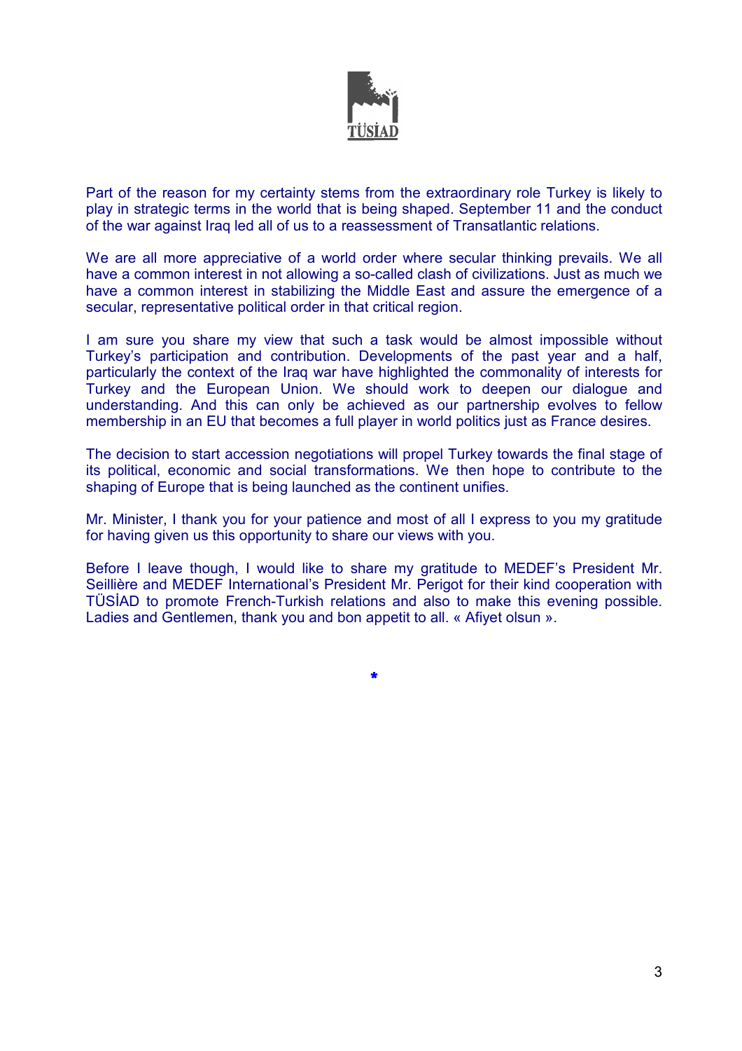Part of the reason for my certainty stems from the extraordinary role Turkey is likely to play in strategic terms in the world that is being shaped. September 11 and the conduct of the war against Iraq led all of us to a reassessment of Transatlantic relations.

We are all more appreciative of a world order where secular thinking prevails. We all have a common interest in not allowing a so-called clash of civilizations. Just as much we have a common interest in stabilizing the Middle East and assure the emergence of a secular, representative political order in that critical region.

I am sure you share my view that such a task would be almost impossible without Turkey's participation and contribution. Developments of the past year and a half, particularly the context of the Iraq war have highlighted the commonality of interests for Turkey and the European Union. We should work to deepen our dialogue and understanding. And this can only be achieved as our partnership evolves to fellow membership in an EU that becomes a full player in world politics just as France desires.

The decision to start accession negotiations will propel Turkey towards the final stage of its political, economic and social transformations. We then hope to contribute to the shaping of Europe that is being launched as the continent unifies.

Mr. Minister, I thank you for your patience and most of all I express to you my gratitude for having given us this opportunity to share our views with you.

Before I leave though, I would like to share my gratitude to MEDEF's President Mr. Seillière and MEDEF International's President Mr. Perigot for their kind cooperation with TÜSİAD to promote French-Turkish relations and also to make this evening possible. Ladies and Gentlemen, thank you and bon appetit to all. « Afiyet olsun ».

*